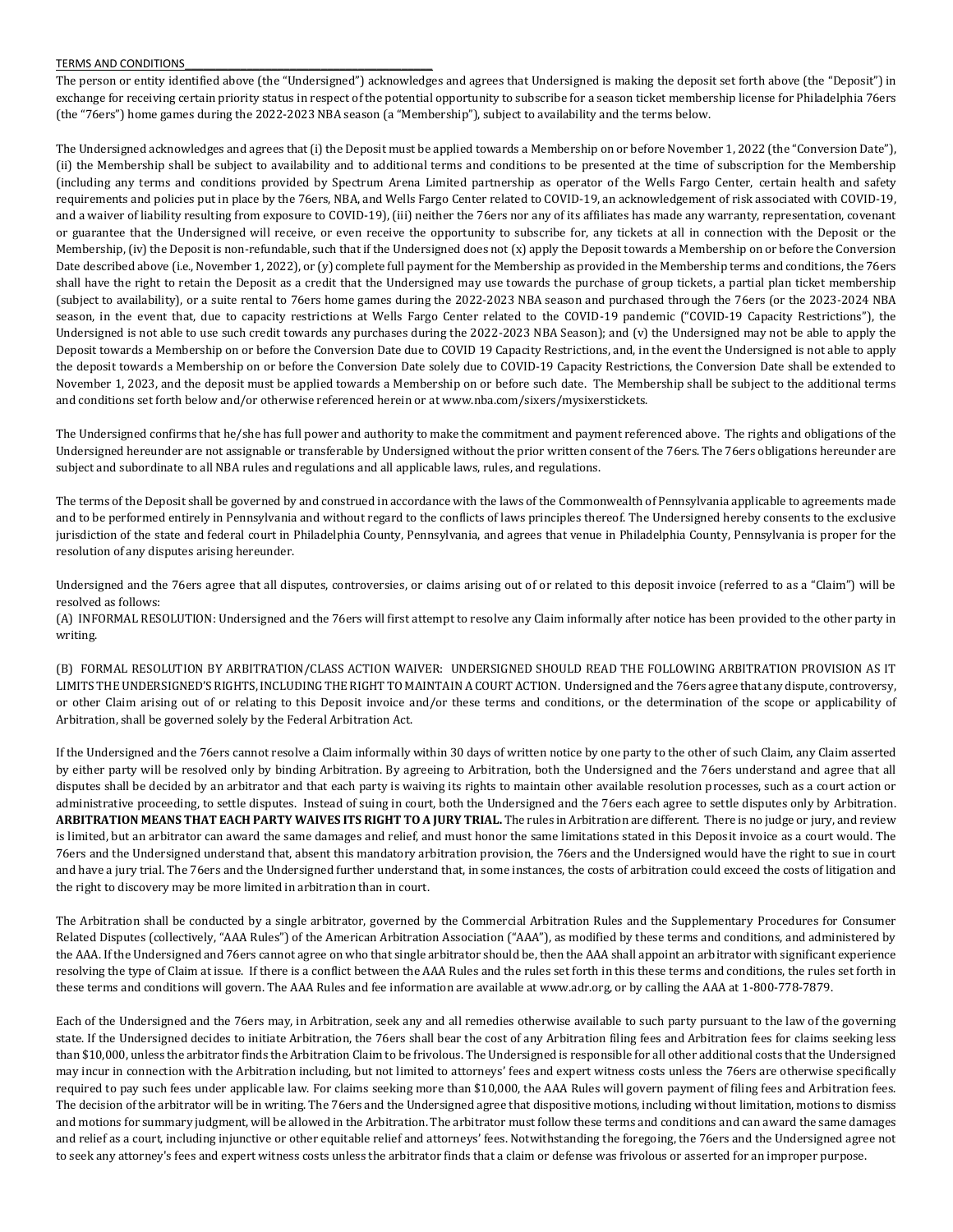TERMS AND CONDITIONS

The person or entity identified above (the "Undersigned") acknowledges and agrees that Undersigned is making the deposit set forth above (the "Deposit") in exchange for receiving certain priority status in respect of the potential opportunity to subscribe for a season ticket membership license for Philadelphia 76ers (the "76ers") home games during the 2022-2023 NBA season (a "Membership"), subject to availability and the terms below.

The Undersigned acknowledges and agrees that (i) the Deposit must be applied towards a Membership on or before November 1, 2022 (the "Conversion Date"), (ii) the Membership shall be subject to availability and to additional terms and conditions to be presented at the time of subscription for the Membership (including any terms and conditions provided by Spectrum Arena Limited partnership as operator of the Wells Fargo Center, certain health and safety requirements and policies put in place by the 76ers, NBA, and Wells Fargo Center related to COVID-19, an acknowledgement of risk associated with COVID-19, and a waiver of liability resulting from exposure to COVID-19), (iii) neither the 76ers nor any of its affiliates has made any warranty, representation, covenant or guarantee that the Undersigned will receive, or even receive the opportunity to subscribe for, any tickets at all in connection with the Deposit or the Membership, (iv) the Deposit is non-refundable, such that if the Undersigned does not (x) apply the Deposit towards a Membership on or before the Conversion Date described above (i.e., November 1, 2022), or (y) complete full payment for the Membership as provided in the Membership terms and conditions, the 76ers shall have the right to retain the Deposit as a credit that the Undersigned may use towards the purchase of group tickets, a partial plan ticket membership (subject to availability), or a suite rental to 76ers home games during the 2022-2023 NBA season and purchased through the 76ers (or the 2023-2024 NBA season, in the event that, due to capacity restrictions at Wells Fargo Center related to the COVID-19 pandemic ("COVID-19 Capacity Restrictions"), the Undersigned is not able to use such credit towards any purchases during the 2022-2023 NBA Season); and (v) the Undersigned may not be able to apply the Deposit towards a Membership on or before the Conversion Date due to COVID 19 Capacity Restrictions, and, in the event the Undersigned is not able to apply the deposit towards a Membership on or before the Conversion Date solely due to COVID-19 Capacity Restrictions, the Conversion Date shall be extended to November 1, 2023, and the deposit must be applied towards a Membership on or before such date. The Membership shall be subject to the additional terms and conditions set forth below and/or otherwise referenced herein or at www.nba.com/sixers/mysixerstickets.

The Undersigned confirms that he/she has full power and authority to make the commitment and payment referenced above. The rights and obligations of the Undersigned hereunder are not assignable or transferable by Undersigned without the prior written consent of the 76ers. The 76ers obligations hereunder are subject and subordinate to all NBA rules and regulations and all applicable laws, rules, and regulations.

The terms of the Deposit shall be governed by and construed in accordance with the laws of the Commonwealth of Pennsylvania applicable to agreements made and to be performed entirely in Pennsylvania and without regard to the conflicts of laws principles thereof. The Undersigned hereby consents to the exclusive jurisdiction of the state and federal court in Philadelphia County, Pennsylvania, and agrees that venue in Philadelphia County, Pennsylvania is proper for the resolution of any disputes arising hereunder.

Undersigned and the 76ers agree that all disputes, controversies, or claims arising out of or related to this deposit invoice (referred to as a "Claim") will be resolved as follows:

(A) INFORMAL RESOLUTION: Undersigned and the 76ers will first attempt to resolve any Claim informally after notice has been provided to the other party in writing.

(B) FORMAL RESOLUTION BY ARBITRATION/CLASS ACTION WAIVER: UNDERSIGNED SHOULD READ THE FOLLOWING ARBITRATION PROVISION AS IT LIMITS THE UNDERSIGNED'S RIGHTS, INCLUDING THE RIGHT TO MAINTAIN A COURT ACTION. Undersigned and the 76ers agree that any dispute, controversy, or other Claim arising out of or relating to this Deposit invoice and/or these terms and conditions, or the determination of the scope or applicability of Arbitration, shall be governed solely by the Federal Arbitration Act.

If the Undersigned and the 76ers cannot resolve a Claim informally within 30 days of written notice by one party to the other of such Claim, any Claim asserted by either party will be resolved only by binding Arbitration. By agreeing to Arbitration, both the Undersigned and the 76ers understand and agree that all disputes shall be decided by an arbitrator and that each party is waiving its rights to maintain other available resolution processes, such as a court action or administrative proceeding, to settle disputes. Instead of suing in court, both the Undersigned and the 76ers each agree to settle disputes only by Arbitration. **ARBITRATION MEANS THAT EACH PARTY WAIVES ITS RIGHT TO A JURY TRIAL.** The rules in Arbitration are different. There is no judge or jury, and review is limited, but an arbitrator can award the same damages and relief, and must honor the same limitations stated in this Deposit invoice as a court would. The 76ers and the Undersigned understand that, absent this mandatory arbitration provision, the 76ers and the Undersigned would have the right to sue in court and have a jury trial. The 76ers and the Undersigned further understand that, in some instances, the costs of arbitration could exceed the costs of litigation and the right to discovery may be more limited in arbitration than in court.

The Arbitration shall be conducted by a single arbitrator, governed by the Commercial Arbitration Rules and the Supplementary Procedures for Consumer Related Disputes (collectively, "AAA Rules") of the American Arbitration Association ("AAA"), as modified by these terms and conditions, and administered by the AAA. If the Undersigned and 76ers cannot agree on who that single arbitrator should be, then the AAA shall appoint an arbitrator with significant experience resolving the type of Claim at issue. If there is a conflict between the AAA Rules and the rules set forth in this these terms and conditions, the rules set forth in these terms and conditions will govern. The AAA Rules and fee information are available at www.adr.org, or by calling the AAA at 1-800-778-7879.

Each of the Undersigned and the 76ers may, in Arbitration, seek any and all remedies otherwise available to such party pursuant to the law of the governing state. If the Undersigned decides to initiate Arbitration, the 76ers shall bear the cost of any Arbitration filing fees and Arbitration fees for claims seeking less than $10,000, unless the arbitrator finds the Arbitration Claim to be frivolous. The Undersigned is responsible for all other additional costs that the Undersigned may incur in connection with the Arbitration including, but not limited to attorneys' fees and expert witness costs unless the 76ers are otherwise specifically required to pay such fees under applicable law. For claims seeking more than $10,000, the AAA Rules will govern payment of filing fees and Arbitration fees. The decision of the arbitrator will be in writing. The 76ers and the Undersigned agree that dispositive motions, including without limitation, motions to dismiss and motions for summary judgment, will be allowed in the Arbitration. The arbitrator must follow these terms and conditions and can award the same damages and relief as a court, including injunctive or other equitable relief and attorneys' fees. Notwithstanding the foregoing, the 76ers and the Undersigned agree not to seek any attorney's fees and expert witness costs unless the arbitrator finds that a claim or defense was frivolous or asserted for an improper purpose.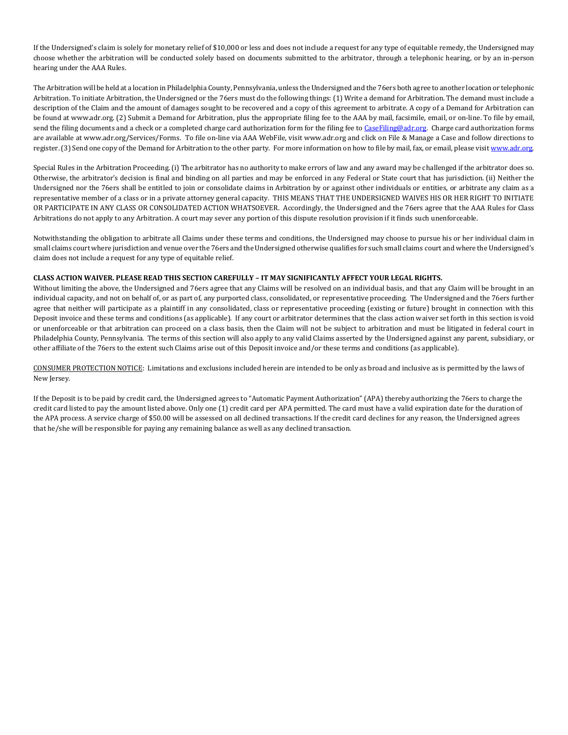If the Undersigned's claim is solely for monetary relief of $10,000 or less and does not include a request for any type of equitable remedy, the Undersigned may choose whether the arbitration will be conducted solely based on documents submitted to the arbitrator, through a telephonic hearing, or by an in-person hearing under the AAA Rules.

The Arbitration will be held at a location in Philadelphia County, Pennsylvania, unless the Undersigned and the 76ers both agree to another location or telephonic Arbitration. To initiate Arbitration, the Undersigned or the 76ers must do the following things: (1) Write a demand for Arbitration. The demand must include a description of the Claim and the amount of damages sought to be recovered and a copy of this agreement to arbitrate. A copy of a Demand for Arbitration can be found at www.adr.org. (2) Submit a Demand for Arbitration, plus the appropriate filing fee to the AAA by mail, facsimile, email, or on-line. To file by email, send the filing documents and a check or a completed charge card authorization form for the filing fee to CaseFiling@adr.org. Charge card authorization forms are available at www.adr.org/Services/Forms. To file on-line via AAA WebFile, visit www.adr.org and click on File & Manage a Case and follow directions to register. (3) Send one copy of the Demand for Arbitration to the other party. For more information on how to file by mail, fax, or email, please visit www.adr.org.

Special Rules in the Arbitration Proceeding. (i) The arbitrator has no authority to make errors of law and any award may be challenged if the arbitrator does so. Otherwise, the arbitrator's decision is final and binding on all parties and may be enforced in any Federal or State court that has jurisdiction. (ii) Neither the Undersigned nor the 76ers shall be entitled to join or consolidate claims in Arbitration by or against other individuals or entities, or arbitrate any claim as a representative member of a class or in a private attorney general capacity. THIS MEANS THAT THE UNDERSIGNED WAIVES HIS OR HER RIGHT TO INITIATE OR PARTICIPATE IN ANY CLASS OR CONSOLIDATED ACTION WHATSOEVER. Accordingly, the Undersigned and the 76ers agree that the AAA Rules for Class Arbitrations do not apply to any Arbitration. A court may sever any portion of this dispute resolution provision if it finds such unenforceable.

Notwithstanding the obligation to arbitrate all Claims under these terms and conditions, the Undersigned may choose to pursue his or her individual claim in small claims court where jurisdiction and venue over the 76ers and the Undersigned otherwise qualifies for such small claims court and where the Undersigned's claim does not include a request for any type of equitable relief.

**CLASS ACTION WAIVER. PLEASE READ THIS SECTION CAREFULLY – IT MAY SIGNIFICANTLY AFFECT YOUR LEGAL RIGHTS.**
Without limiting the above, the Undersigned and 76ers agree that any Claims will be resolved on an individual basis, and that any Claim will be brought in an individual capacity, and not on behalf of, or as part of, any purported class, consolidated, or representative proceeding. The Undersigned and the 76ers further agree that neither will participate as a plaintiff in any consolidated, class or representative proceeding (existing or future) brought in connection with this Deposit invoice and these terms and conditions (as applicable). If any court or arbitrator determines that the class action waiver set forth in this section is void or unenforceable or that arbitration can proceed on a class basis, then the Claim will not be subject to arbitration and must be litigated in federal court in Philadelphia County, Pennsylvania. The terms of this section will also apply to any valid Claims asserted by the Undersigned against any parent, subsidiary, or other affiliate of the 76ers to the extent such Claims arise out of this Deposit invoice and/or these terms and conditions (as applicable).

CONSUMER PROTECTION NOTICE: Limitations and exclusions included herein are intended to be only as broad and inclusive as is permitted by the laws of New Jersey.

If the Deposit is to be paid by credit card, the Undersigned agrees to "Automatic Payment Authorization" (APA) thereby authorizing the 76ers to charge the credit card listed to pay the amount listed above. Only one (1) credit card per APA permitted. The card must have a valid expiration date for the duration of the APA process. A service charge of $50.00 will be assessed on all declined transactions. If the credit card declines for any reason, the Undersigned agrees that he/she will be responsible for paying any remaining balance as well as any declined transaction.